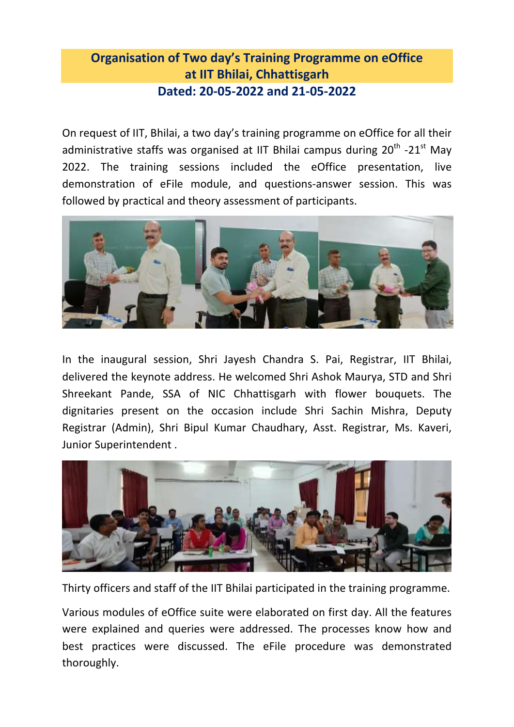# Organisation of Two day's Training Programme on eOffice at IIT Bhilai, Chhattisgarh

## Dated: 20-05-2022 and 21-05-2022

On request of IIT, Bhilai, a two day's training programme on eOffice for all their administrative staffs was organised at IIT Bhilai campus during 20th -21st May 2022. The training sessions included the eOffice presentation, live demonstration of eFile module, and questions-answer session. This was followed by practical and theory assessment of participants.

In the inaugural session, Shri Jayesh Chandra S. Pai, Registrar, IIT Bhilai, delivered the keynote address. He welcomed Shri Ashok Maurya, STD and Shri Shreekant Pande, SSA of NIC Chhattisgarh with flower bouquets. The dignitaries present on the occasion include Shri Sachin Mishra, Deputy Registrar (Admin), Shri Bipul Kumar Chaudhary, Asst. Registrar, Ms. Kaveri, Junior Superintendent .

Thirty officers and staff of the IIT Bhilai participated in the training programme.

Various modules of eOffice suite were elaborated on first day. All the features were explained and queries were addressed. The processes know how and best practices were discussed. The eFile procedure was demonstrated thoroughly.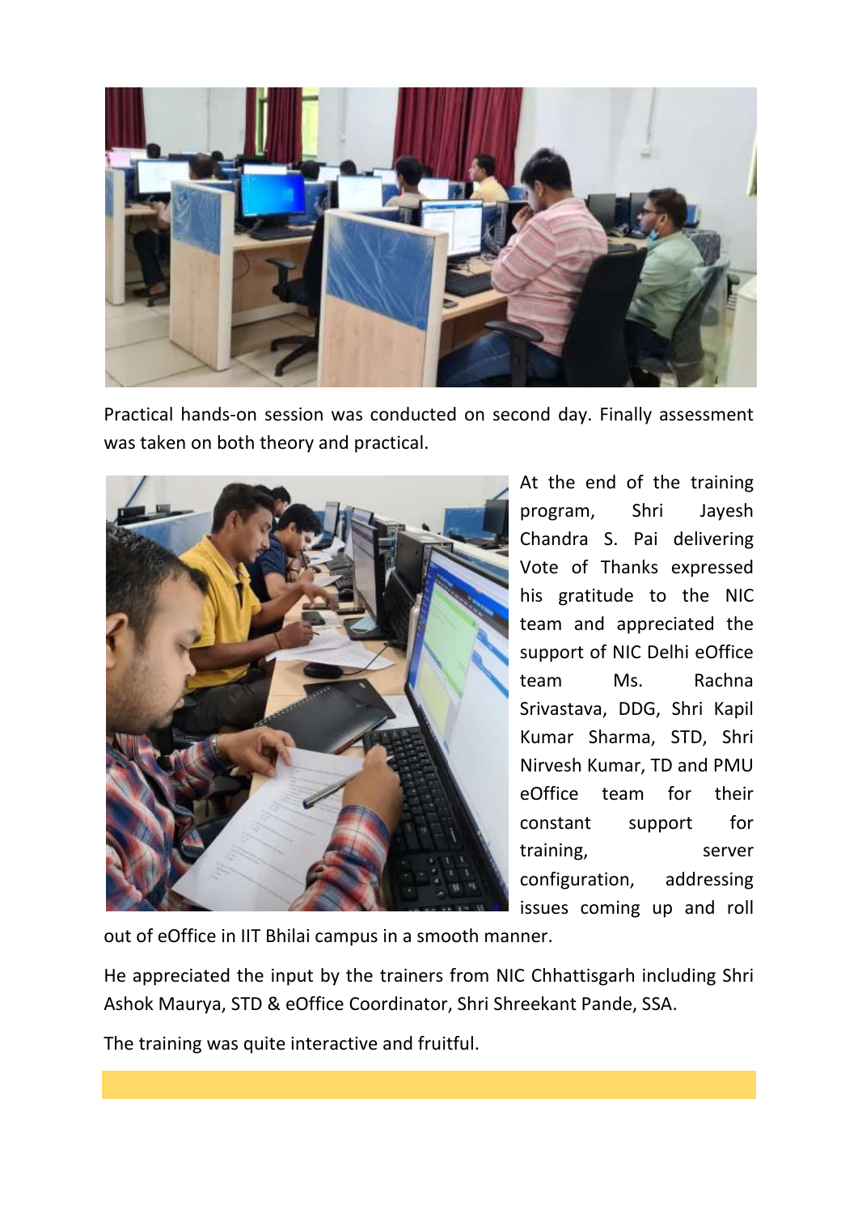Practical hands-on session was conducted on second day. Finally assessment was taken on both theory and practical.

At the end of the training program, Shri Jayesh Chandra S. Pai delivering Vote of Thanks expressed his gratitude to the NIC team and appreciated the support of NIC Delhi eOffice team Ms. Rachna Srivastava, DDG, Shri Kapil Kumar Sharma, STD, Shri Nirvesh Kumar, TD and PMU eOffice team for their constant support for training, server configuration, addressing issues coming up and roll out of eOffice in IIT Bhilai campus in a smooth manner.

He appreciated the input by the trainers from NIC Chhattisgarh including Shri Ashok Maurya, STD & eOffice Coordinator, Shri Shreekant Pande, SSA.

The training was quite interactive and fruitful.